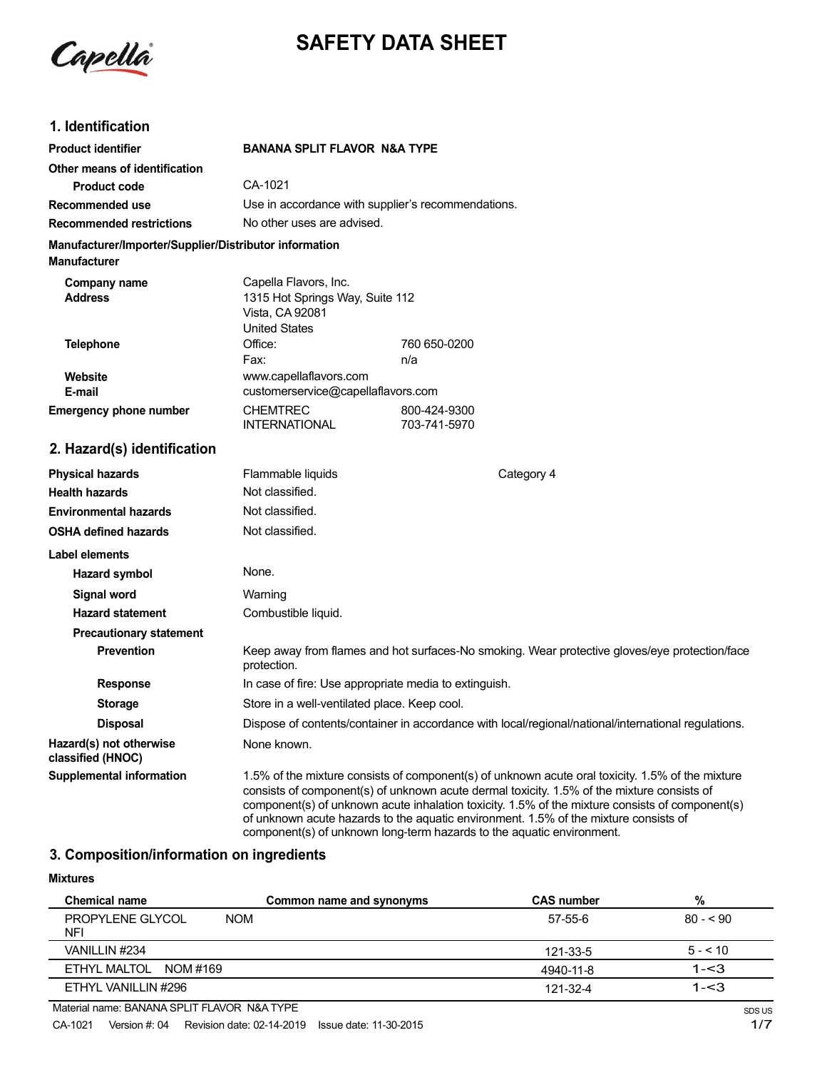# SAFETY DATA SHEET

## 1. Identification

| | | |
|---|---|---|
| **Product identifier** | **BANANA SPLIT FLAVOR N&A TYPE** | |
| **Other means of identification** | | |
| **Product code** | CA-1021 | |
| **Recommended use** | Use in accordance with supplier's recommendations. | |
| **Recommended restrictions** | No other uses are advised. | |

**Manufacturer/Importer/Supplier/Distributor information**

**Manufacturer**

| | | |
|---|---|---|
| **Company name** | Capella Flavors, Inc. | |
| **Address** | 1315 Hot Springs Way, Suite 112<br>Vista, CA 92081<br>United States | |
| **Telephone** | Office: | 760 650-0200 |
| | Fax: | n/a |
| **Website** | www.capellaflavors.com | |
| **E-mail** | customerservice@capellaflavors.com | |
| **Emergency phone number** | CHEMTREC | 800-424-9300 |
| | INTERNATIONAL | 703-741-5970 |

## 2. Hazard(s) identification

| | | |
|---|---|---|
| **Physical hazards** | Flammable liquids | Category 4 |
| **Health hazards** | Not classified. | |
| **Environmental hazards** | Not classified. | |
| **OSHA defined hazards** | Not classified. | |

**Label elements**

| | |
|---|---|
| **Hazard symbol** | None. |
| **Signal word** | Warning |
| **Hazard statement** | Combustible liquid. |
| **Precautionary statement** | |
| **Prevention** | Keep away from flames and hot surfaces-No smoking. Wear protective gloves/eye protection/face protection. |
| **Response** | In case of fire: Use appropriate media to extinguish. |
| **Storage** | Store in a well-ventilated place. Keep cool. |
| **Disposal** | Dispose of contents/container in accordance with local/regional/national/international regulations. |
| **Hazard(s) not otherwise classified (HNOC)** | None known. |
| **Supplemental information** | 1.5% of the mixture consists of component(s) of unknown acute oral toxicity. 1.5% of the mixture consists of component(s) of unknown acute dermal toxicity. 1.5% of the mixture consists of component(s) of unknown acute inhalation toxicity. 1.5% of the mixture consists of component(s) of unknown acute hazards to the aquatic environment. 1.5% of the mixture consists of component(s) of unknown long-term hazards to the aquatic environment. |

## 3. Composition/information on ingredients

**Mixtures**

| Chemical name | Common name and synonyms | CAS number | % |
|---|---|---|---|
| PROPYLENE GLYCOL NOM NFI | | 57-55-6 | 80 - < 90 |
| VANILLIN #234 | | 121-33-5 | 5 - < 10 |
| ETHYL MALTOL NOM #169 | | 4940-11-8 | 1-<3 |
| ETHYL VANILLIN #296 | | 121-32-4 | 1-<3 |

Material name: BANANA SPLIT FLAVOR N&A TYPE

CA-1021 Version #: 04 Revision date: 02-14-2019 Issue date: 11-30-2015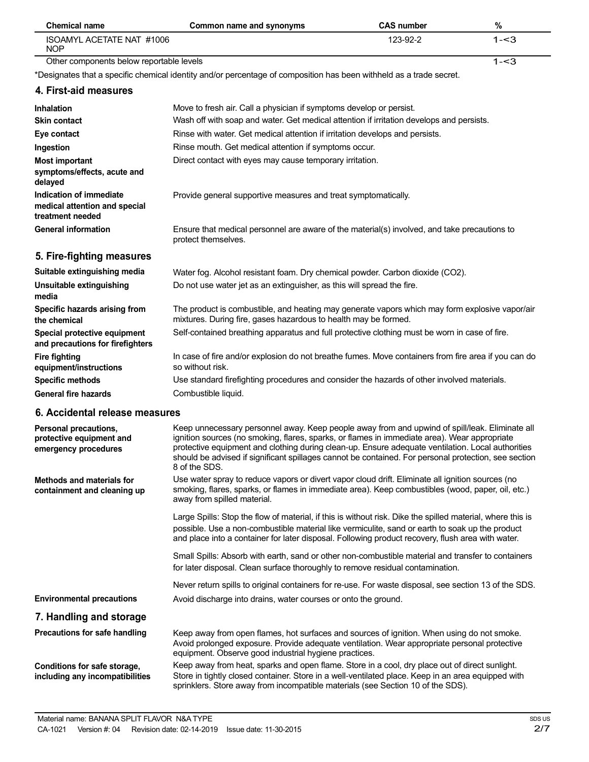| Chemical name | Common name and synonyms | CAS number | % |
|---|---|---|---|
| ISOAMYL ACETATE NAT #1006 NOP | | 123-92-2 | 1-<3 |
| Other components below reportable levels | | | 1-<3 |

*Designates that a specific chemical identity and/or percentage of composition has been withheld as a trade secret.

## 4. First-aid measures

**Inhalation** Move to fresh air. Call a physician if symptoms develop or persist.

**Skin contact** Wash off with soap and water. Get medical attention if irritation develops and persists.

**Eye contact** Rinse with water. Get medical attention if irritation develops and persists.

**Ingestion** Rinse mouth. Get medical attention if symptoms occur.

**Most important symptoms/effects, acute and delayed** Direct contact with eyes may cause temporary irritation.

**Indication of immediate medical attention and special treatment needed** Provide general supportive measures and treat symptomatically.

**General information** Ensure that medical personnel are aware of the material(s) involved, and take precautions to protect themselves.

## 5. Fire-fighting measures

**Suitable extinguishing media** Water fog. Alcohol resistant foam. Dry chemical powder. Carbon dioxide ($CO_2$).

**Unsuitable extinguishing media** Do not use water jet as an extinguisher, as this will spread the fire.

**Specific hazards arising from the chemical** The product is combustible, and heating may generate vapors which may form explosive vapor/air mixtures. During fire, gases hazardous to health may be formed.

**Special protective equipment and precautions for firefighters** Self-contained breathing apparatus and full protective clothing must be worn in case of fire.

**Fire fighting equipment/instructions** In case of fire and/or explosion do not breathe fumes. Move containers from fire area if you can do so without risk.

**Specific methods** Use standard firefighting procedures and consider the hazards of other involved materials.

**General fire hazards** Combustible liquid.

## 6. Accidental release measures

**Personal precautions, protective equipment and emergency procedures** Keep unnecessary personnel away. Keep people away from and upwind of spill/leak. Eliminate all ignition sources (no smoking, flares, sparks, or flames in immediate area). Wear appropriate protective equipment and clothing during clean-up. Ensure adequate ventilation. Local authorities should be advised if significant spillages cannot be contained. For personal protection, see section 8 of the SDS.

**Methods and materials for containment and cleaning up** Use water spray to reduce vapors or divert vapor cloud drift. Eliminate all ignition sources (no smoking, flares, sparks, or flames in immediate area). Keep combustibles (wood, paper, oil, etc.) away from spilled material.

Large Spills: Stop the flow of material, if this is without risk. Dike the spilled material, where this is possible. Use a non-combustible material like vermiculite, sand or earth to soak up the product and place into a container for later disposal. Following product recovery, flush area with water.

Small Spills: Absorb with earth, sand or other non-combustible material and transfer to containers for later disposal. Clean surface thoroughly to remove residual contamination.

Never return spills to original containers for re-use. For waste disposal, see section 13 of the SDS.

**Environmental precautions** Avoid discharge into drains, water courses or onto the ground.

## 7. Handling and storage

**Precautions for safe handling** Keep away from open flames, hot surfaces and sources of ignition. When using do not smoke. Avoid prolonged exposure. Provide adequate ventilation. Wear appropriate personal protective equipment. Observe good industrial hygiene practices.

**Conditions for safe storage, including any incompatibilities** Keep away from heat, sparks and open flame. Store in a cool, dry place out of direct sunlight. Store in tightly closed container. Store in a well-ventilated place. Keep in an area equipped with sprinklers. Store away from incompatible materials (see Section 10 of the SDS).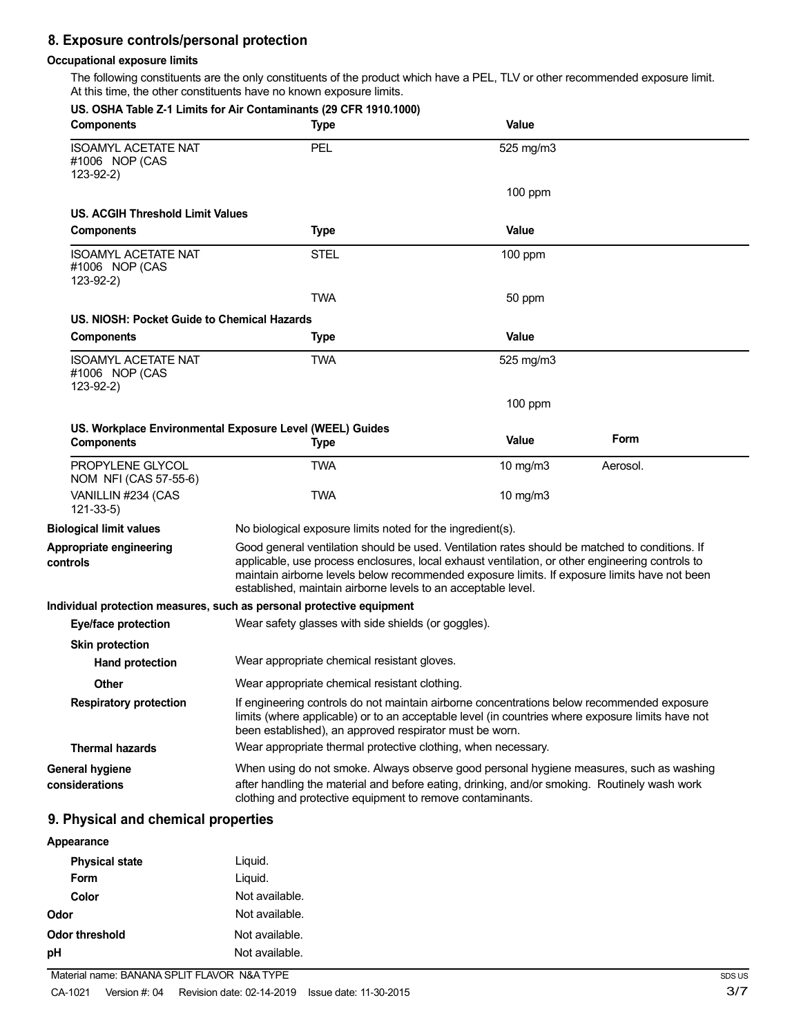## 8. Exposure controls/personal protection

### Occupational exposure limits

The following constituents are the only constituents of the product which have a PEL, TLV or other recommended exposure limit. At this time, the other constituents have no known exposure limits.

**US. OSHA Table Z-1 Limits for Air Contaminants (29 CFR 1910.1000)**

| Components | Type | Value |
|---|---|---|
| ISOAMYL ACETATE NAT #1006 NOP (CAS 123-92-2) | PEL | 525 mg/m3 |
| | | 100 ppm |

**US. ACGIH Threshold Limit Values**

| Components | Type | Value |
|---|---|---|
| ISOAMYL ACETATE NAT #1006 NOP (CAS 123-92-2) | STEL | 100 ppm |
| | TWA | 50 ppm |

**US. NIOSH: Pocket Guide to Chemical Hazards**

| Components | Type | Value |
|---|---|---|
| ISOAMYL ACETATE NAT #1006 NOP (CAS 123-92-2) | TWA | 525 mg/m3 |
| | | 100 ppm |

**US. Workplace Environmental Exposure Level (WEEL) Guides**

| Components | Type | Value | Form |
|---|---|---|---|
| PROPYLENE GLYCOL NOM NFI (CAS 57-55-6) | TWA | 10 mg/m3 | Aerosol. |
| VANILLIN #234 (CAS 121-33-5) | TWA | 10 mg/m3 | |

**Biological limit values**
No biological exposure limits noted for the ingredient(s).

**Appropriate engineering controls**
Good general ventilation should be used. Ventilation rates should be matched to conditions. If applicable, use process enclosures, local exhaust ventilation, or other engineering controls to maintain airborne levels below recommended exposure limits. If exposure limits have not been established, maintain airborne levels to an acceptable level.

### Individual protection measures, such as personal protective equipment

**Eye/face protection**
Wear safety glasses with side shields (or goggles).

**Skin protection**

**Hand protection**
Wear appropriate chemical resistant gloves.

**Other**
Wear appropriate chemical resistant clothing.

**Respiratory protection**
If engineering controls do not maintain airborne concentrations below recommended exposure limits (where applicable) or to an acceptable level (in countries where exposure limits have not been established), an approved respirator must be worn.

**Thermal hazards**
Wear appropriate thermal protective clothing, when necessary.

**General hygiene considerations**
When using do not smoke. Always observe good personal hygiene measures, such as washing after handling the material and before eating, drinking, and/or smoking. Routinely wash work clothing and protective equipment to remove contaminants.

## 9. Physical and chemical properties

**Appearance**

| | |
|---|---|
| **Physical state** | Liquid. |
| **Form** | Liquid. |
| **Color** | Not available. |
| **Odor** | Not available. |
| **Odor threshold** | Not available. |
| **pH** | Not available. |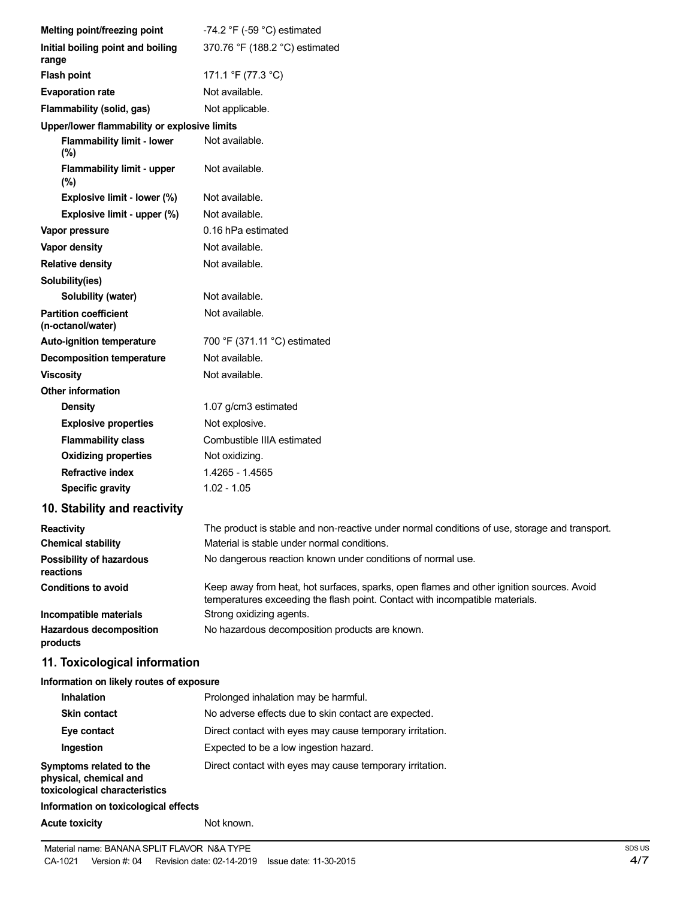| | |
|---|---|
| **Melting point/freezing point** | -74.2 °F (-59 °C) estimated |
| **Initial boiling point and boiling range** | 370.76 °F (188.2 °C) estimated |
| **Flash point** | 171.1 °F (77.3 °C) |
| **Evaporation rate** | Not available. |
| **Flammability (solid, gas)** | Not applicable. |
| **Upper/lower flammability or explosive limits** | |
| **Flammability limit - lower (%)** | Not available. |
| **Flammability limit - upper (%)** | Not available. |
| **Explosive limit - lower (%)** | Not available. |
| **Explosive limit - upper (%)** | Not available. |
| **Vapor pressure** | 0.16 hPa estimated |
| **Vapor density** | Not available. |
| **Relative density** | Not available. |
| **Solubility(ies)** | |
| **Solubility (water)** | Not available. |
| **Partition coefficient (n-octanol/water)** | Not available. |
| **Auto-ignition temperature** | 700 °F (371.11 °C) estimated |
| **Decomposition temperature** | Not available. |
| **Viscosity** | Not available. |
| **Other information** | |
| **Density** | 1.07 g/cm3 estimated |
| **Explosive properties** | Not explosive. |
| **Flammability class** | Combustible IIIA estimated |
| **Oxidizing properties** | Not oxidizing. |
| **Refractive index** | 1.4265 - 1.4565 |
| **Specific gravity** | 1.02 - 1.05 |

## 10. Stability and reactivity

| | |
|---|---|
| **Reactivity** | The product is stable and non-reactive under normal conditions of use, storage and transport. |
| **Chemical stability** | Material is stable under normal conditions. |
| **Possibility of hazardous reactions** | No dangerous reaction known under conditions of normal use. |
| **Conditions to avoid** | Keep away from heat, hot surfaces, sparks, open flames and other ignition sources. Avoid temperatures exceeding the flash point. Contact with incompatible materials. |
| **Incompatible materials** | Strong oxidizing agents. |
| **Hazardous decomposition products** | No hazardous decomposition products are known. |

## 11. Toxicological information

| | |
|---|---|
| **Information on likely routes of exposure** | |
| **Inhalation** | Prolonged inhalation may be harmful. |
| **Skin contact** | No adverse effects due to skin contact are expected. |
| **Eye contact** | Direct contact with eyes may cause temporary irritation. |
| **Ingestion** | Expected to be a low ingestion hazard. |
| **Symptoms related to the physical, chemical and toxicological characteristics** | Direct contact with eyes may cause temporary irritation. |
| **Information on toxicological effects** | |
| **Acute toxicity** | Not known. |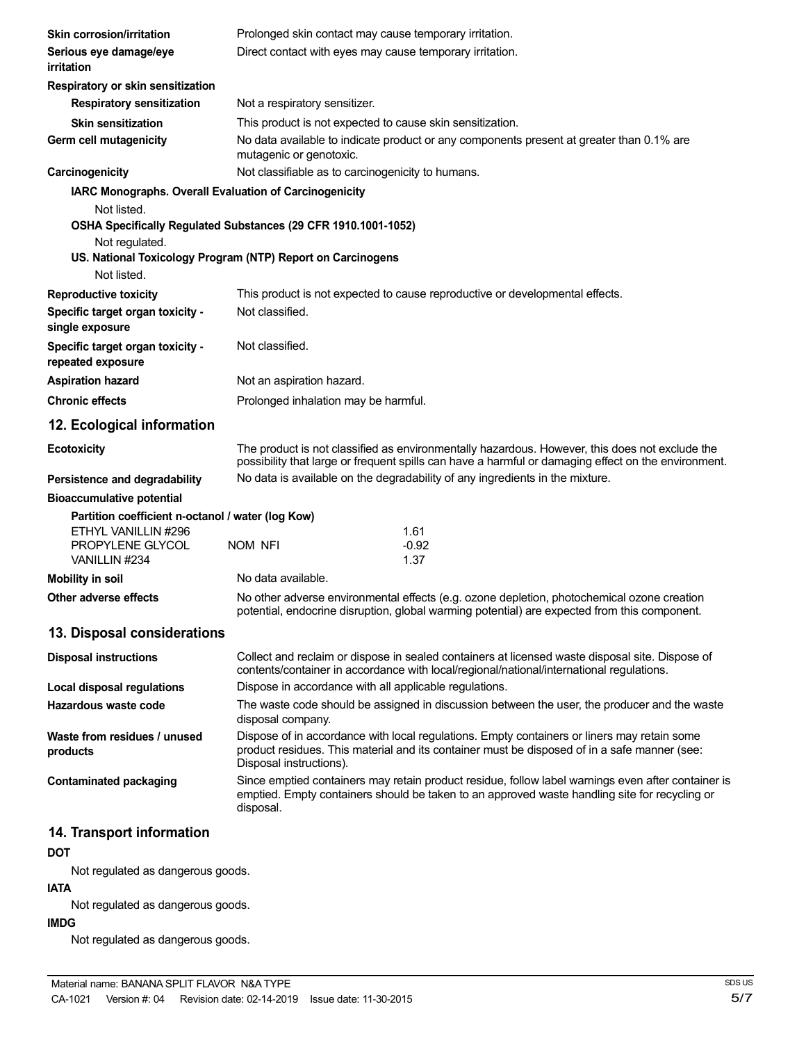| | |
|---|---|
| **Skin corrosion/irritation** | Prolonged skin contact may cause temporary irritation. |
| **Serious eye damage/eye irritation** | Direct contact with eyes may cause temporary irritation. |

**Respiratory or skin sensitization**

| | |
|---|---|
| **Respiratory sensitization** | Not a respiratory sensitizer. |
| **Skin sensitization** | This product is not expected to cause skin sensitization. |
| **Germ cell mutagenicity** | No data available to indicate product or any components present at greater than 0.1% are mutagenic or genotoxic. |
| **Carcinogenicity** | Not classifiable as to carcinogenicity to humans. |

**IARC Monographs. Overall Evaluation of Carcinogenicity**

Not listed.

**OSHA Specifically Regulated Substances (29 CFR 1910.1001-1052)**

Not regulated.

**US. National Toxicology Program (NTP) Report on Carcinogens**

Not listed.

| | |
|---|---|
| **Reproductive toxicity** | This product is not expected to cause reproductive or developmental effects. |
| **Specific target organ toxicity - single exposure** | Not classified. |
| **Specific target organ toxicity - repeated exposure** | Not classified. |
| **Aspiration hazard** | Not an aspiration hazard. |
| **Chronic effects** | Prolonged inhalation may be harmful. |

## 12. Ecological information

| | |
|---|---|
| **Ecotoxicity** | The product is not classified as environmentally hazardous. However, this does not exclude the possibility that large or frequent spills can have a harmful or damaging effect on the environment. |
| **Persistence and degradability** | No data is available on the degradability of any ingredients in the mixture. |

**Bioaccumulative potential**

**Partition coefficient n-octanol / water (log Kow)**

| | | |
|---|---|---|
| ETHYL VANILLIN #296 | | 1.61 |
| PROPYLENE GLYCOL | NOM NFI | -0.92 |
| VANILLIN #234 | | 1.37 |

| | |
|---|---|
| **Mobility in soil** | No data available. |
| **Other adverse effects** | No other adverse environmental effects (e.g. ozone depletion, photochemical ozone creation potential, endocrine disruption, global warming potential) are expected from this component. |

## 13. Disposal considerations

| | |
|---|---|
| **Disposal instructions** | Collect and reclaim or dispose in sealed containers at licensed waste disposal site. Dispose of contents/container in accordance with local/regional/national/international regulations. |
| **Local disposal regulations** | Dispose in accordance with all applicable regulations. |
| **Hazardous waste code** | The waste code should be assigned in discussion between the user, the producer and the waste disposal company. |
| **Waste from residues / unused products** | Dispose of in accordance with local regulations. Empty containers or liners may retain some product residues. This material and its container must be disposed of in a safe manner (see: Disposal instructions). |
| **Contaminated packaging** | Since emptied containers may retain product residue, follow label warnings even after container is emptied. Empty containers should be taken to an approved waste handling site for recycling or disposal. |

## 14. Transport information

**DOT**

Not regulated as dangerous goods.

**IATA**

Not regulated as dangerous goods.

**IMDG**

Not regulated as dangerous goods.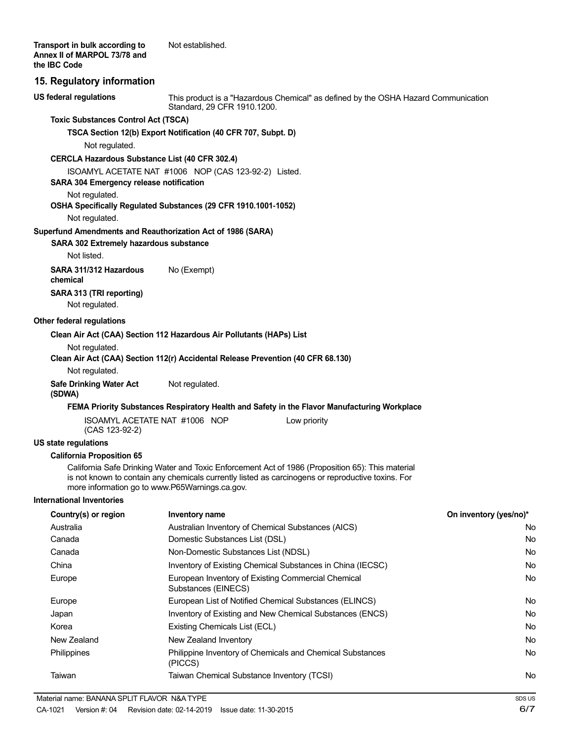**Transport in bulk according to Annex II of MARPOL 73/78 and the IBC Code** Not established.

## 15. Regulatory information

**US federal regulations** This product is a "Hazardous Chemical" as defined by the OSHA Hazard Communication Standard, 29 CFR 1910.1200.

**Toxic Substances Control Act (TSCA)**

**TSCA Section 12(b) Export Notification (40 CFR 707, Subpt. D)**

Not regulated.

**CERCLA Hazardous Substance List (40 CFR 302.4)**

ISOAMYL ACETATE NAT #1006 NOP (CAS 123-92-2) Listed.

**SARA 304 Emergency release notification**

Not regulated.

**OSHA Specifically Regulated Substances (29 CFR 1910.1001-1052)**

Not regulated.

**Superfund Amendments and Reauthorization Act of 1986 (SARA)**

**SARA 302 Extremely hazardous substance**

Not listed.

**SARA 311/312 Hazardous chemical** No (Exempt)

**SARA 313 (TRI reporting)**

Not regulated.

**Other federal regulations**

**Clean Air Act (CAA) Section 112 Hazardous Air Pollutants (HAPs) List**

Not regulated.

**Clean Air Act (CAA) Section 112(r) Accidental Release Prevention (40 CFR 68.130)**

Not regulated.

**Safe Drinking Water Act (SDWA)** Not regulated.

**FEMA Priority Substances Respiratory Health and Safety in the Flavor Manufacturing Workplace**

ISOAMYL ACETATE NAT #1006 NOP (CAS 123-92-2) Low priority

**US state regulations**

**California Proposition 65**

California Safe Drinking Water and Toxic Enforcement Act of 1986 (Proposition 65): This material is not known to contain any chemicals currently listed as carcinogens or reproductive toxins. For more information go to www.P65Warnings.ca.gov.

**International Inventories**

| Country(s) or region | Inventory name | On inventory (yes/no)* |
|---|---|---|
| Australia | Australian Inventory of Chemical Substances (AICS) | No |
| Canada | Domestic Substances List (DSL) | No |
| Canada | Non-Domestic Substances List (NDSL) | No |
| China | Inventory of Existing Chemical Substances in China (IECSC) | No |
| Europe | European Inventory of Existing Commercial Chemical Substances (EINECS) | No |
| Europe | European List of Notified Chemical Substances (ELINCS) | No |
| Japan | Inventory of Existing and New Chemical Substances (ENCS) | No |
| Korea | Existing Chemicals List (ECL) | No |
| New Zealand | New Zealand Inventory | No |
| Philippines | Philippine Inventory of Chemicals and Chemical Substances (PICCS) | No |
| Taiwan | Taiwan Chemical Substance Inventory (TCSI) | No |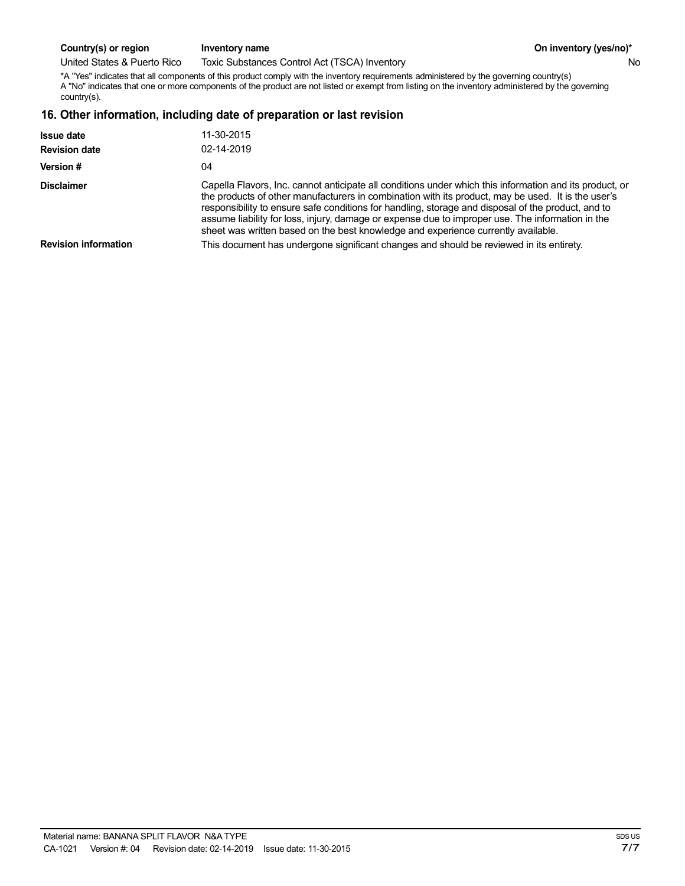| Country(s) or region | Inventory name | On inventory (yes/no)* |
| --- | --- | --- |
| United States & Puerto Rico | Toxic Substances Control Act (TSCA) Inventory | No |

*A "Yes" indicates that all components of this product comply with the inventory requirements administered by the governing country(s)
A "No" indicates that one or more components of the product are not listed or exempt from listing on the inventory administered by the governing country(s).

## 16. Other information, including date of preparation or last revision

| | |
| --- | --- |
| **Issue date** | 11-30-2015 |
| **Revision date** | 02-14-2019 |
| **Version #** | 04 |
| **Disclaimer** | Capella Flavors, Inc. cannot anticipate all conditions under which this information and its product, or the products of other manufacturers in combination with its product, may be used. It is the user's responsibility to ensure safe conditions for handling, storage and disposal of the product, and to assume liability for loss, injury, damage or expense due to improper use. The information in the sheet was written based on the best knowledge and experience currently available. |
| **Revision information** | This document has undergone significant changes and should be reviewed in its entirety. |